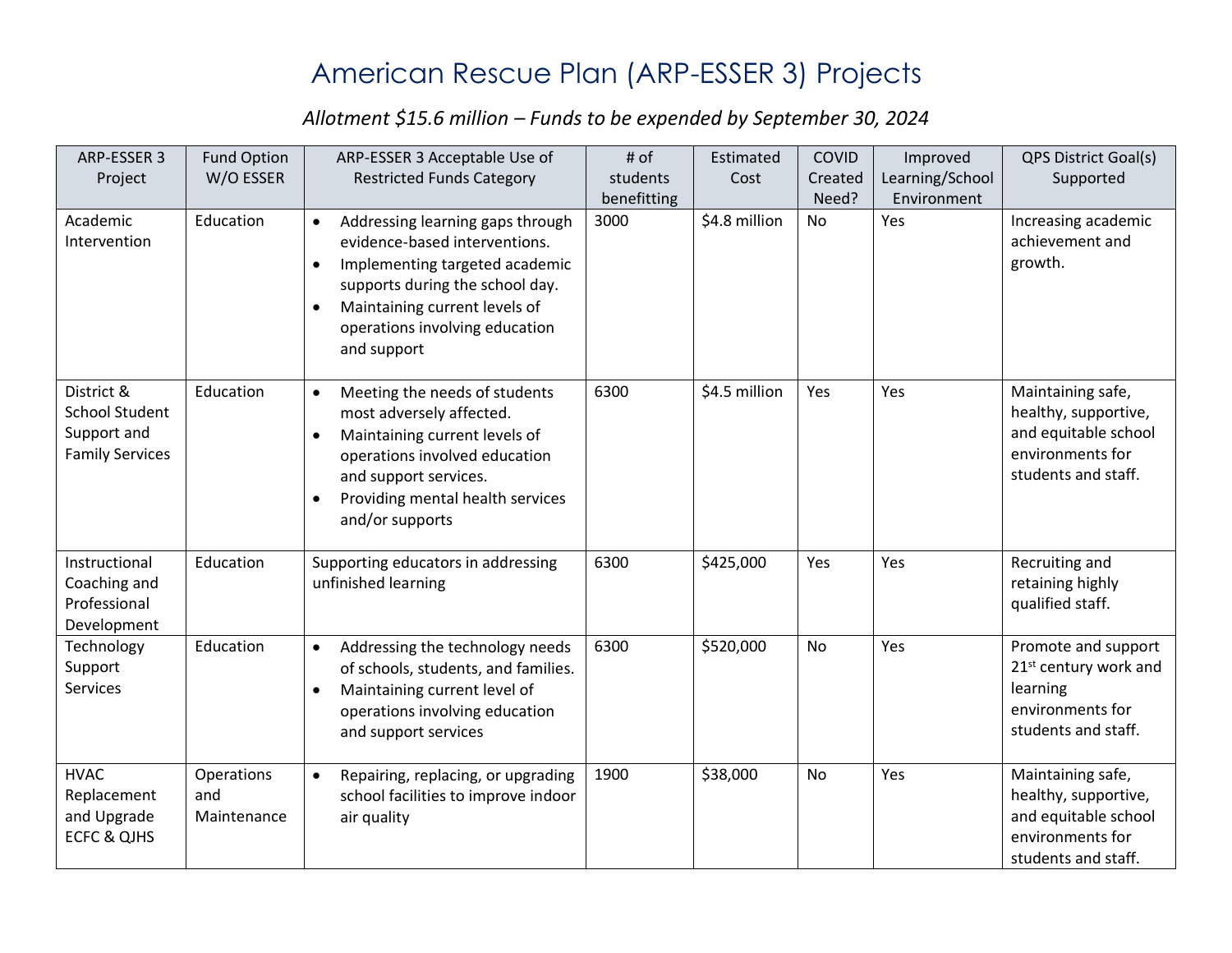# American Rescue Plan (ARP-ESSER 3) Projects

*Allotment $15.6 million – Funds to be expended by September 30, 2024*

| ARP-ESSER 3 Project | Fund Option W/O ESSER | ARP-ESSER 3 Acceptable Use of Restricted Funds Category | # of students benefitting | Estimated Cost | COVID Created Need? | Improved Learning/School Environment | QPS District Goal(s) Supported |
|---|---|---|---|---|---|---|---|
| Academic Intervention | Education | • Addressing learning gaps through evidence-based interventions.<br>• Implementing targeted academic supports during the school day.<br>• Maintaining current levels of operations involving education and support | 3000 | $4.8 million | No | Yes | Increasing academic achievement and growth. |
| District & School Student Support and Family Services | Education | • Meeting the needs of students most adversely affected.<br>• Maintaining current levels of operations involved education and support services.<br>• Providing mental health services and/or supports | 6300 | $4.5 million | Yes | Yes | Maintaining safe, healthy, supportive, and equitable school environments for students and staff. |
| Instructional Coaching and Professional Development | Education | Supporting educators in addressing unfinished learning | 6300 | $425,000 | Yes | Yes | Recruiting and retaining highly qualified staff. |
| Technology Support Services | Education | • Addressing the technology needs of schools, students, and families.<br>• Maintaining current level of operations involving education and support services | 6300 | $520,000 | No | Yes | Promote and support 21st century work and learning environments for students and staff. |
| HVAC Replacement and Upgrade ECFC & QJHS | Operations and Maintenance | • Repairing, replacing, or upgrading school facilities to improve indoor air quality | 1900 | $38,000 | No | Yes | Maintaining safe, healthy, supportive, and equitable school environments for students and staff. |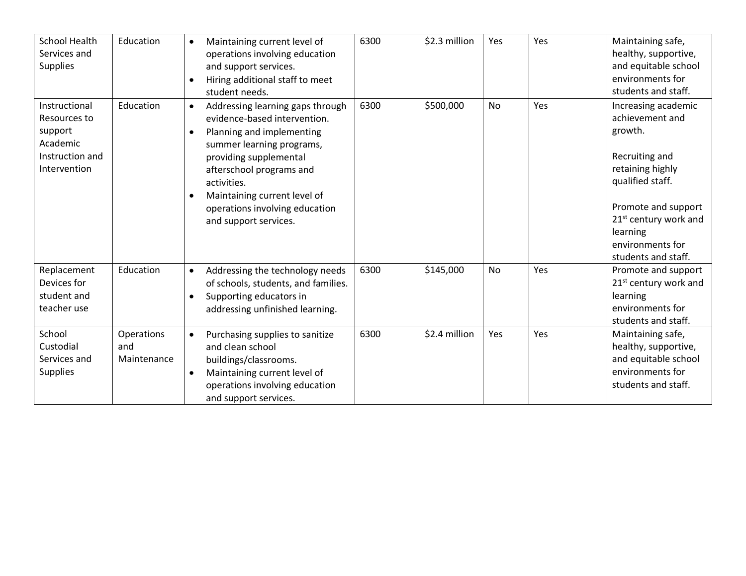| | | | | | | | |
|---|---|---|---|---|---|---|---|
| School Health Services and Supplies | Education | • Maintaining current level of operations involving education and support services.<br>• Hiring additional staff to meet student needs. | 6300 | $2.3 million | Yes | Yes | Maintaining safe, healthy, supportive, and equitable school environments for students and staff. |
| Instructional Resources to support Academic Instruction and Intervention | Education | • Addressing learning gaps through evidence-based intervention.<br>• Planning and implementing summer learning programs, providing supplemental afterschool programs and activities.<br>• Maintaining current level of operations involving education and support services. | 6300 | $500,000 | No | Yes | Increasing academic achievement and growth.<br><br>Recruiting and retaining highly qualified staff.<br><br>Promote and support 21st century work and learning environments for students and staff. |
| Replacement Devices for student and teacher use | Education | • Addressing the technology needs of schools, students, and families.<br>• Supporting educators in addressing unfinished learning. | 6300 | $145,000 | No | Yes | Promote and support 21st century work and learning environments for students and staff. |
| School Custodial Services and Supplies | Operations and Maintenance | • Purchasing supplies to sanitize and clean school buildings/classrooms.<br>• Maintaining current level of operations involving education and support services. | 6300 | $2.4 million | Yes | Yes | Maintaining safe, healthy, supportive, and equitable school environments for students and staff. |